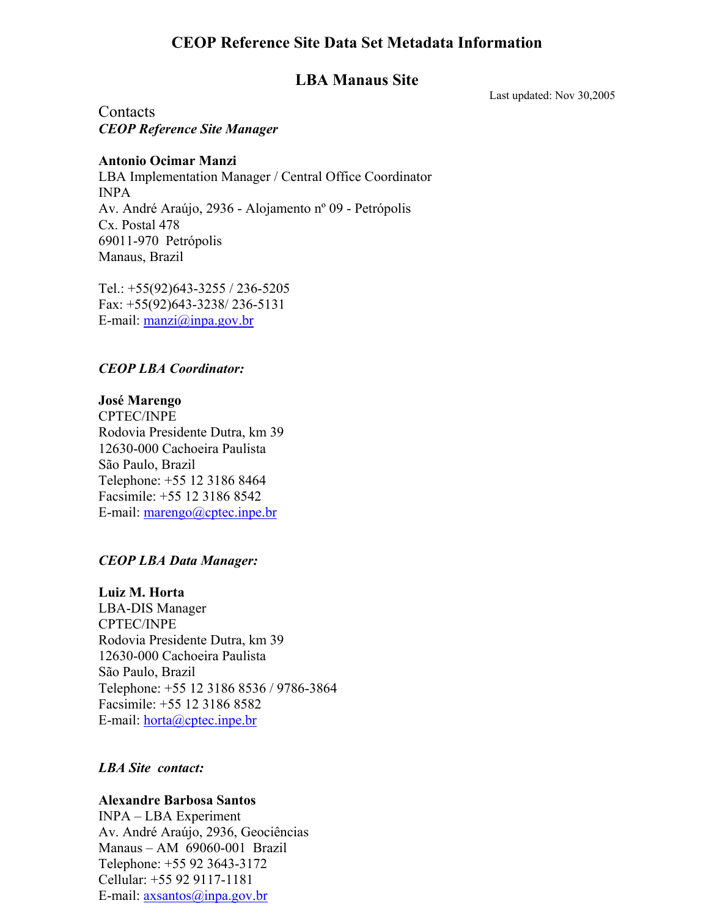# CEOP Reference Site Data Set Metadata Information

## LBA Manaus Site

Last updated: Nov 30,2005

Contacts

***CEOP Reference Site Manager***

**Antonio Ocimar Manzi**
LBA Implementation Manager / Central Office Coordinator
INPA
Av. André Araújo, 2936 - Alojamento nº 09 - Petrópolis
Cx. Postal 478
69011-970 Petrópolis
Manaus, Brazil

Tel.: +55(92)643-3255 / 236-5205
Fax: +55(92)643-3238/ 236-5131
E-mail: manzi@inpa.gov.br

***CEOP LBA Coordinator:***

**José Marengo**
CPTEC/INPE
Rodovia Presidente Dutra, km 39
12630-000 Cachoeira Paulista
São Paulo, Brazil
Telephone: +55 12 3186 8464
Facsimile: +55 12 3186 8542
E-mail: marengo@cptec.inpe.br

***CEOP LBA Data Manager:***

**Luiz M. Horta**
LBA-DIS Manager
CPTEC/INPE
Rodovia Presidente Dutra, km 39
12630-000 Cachoeira Paulista
São Paulo, Brazil
Telephone: +55 12 3186 8536 / 9786-3864
Facsimile: +55 12 3186 8582
E-mail: horta@cptec.inpe.br

***LBA Site contact:***

**Alexandre Barbosa Santos**
INPA – LBA Experiment
Av. André Araújo, 2936, Geociências
Manaus – AM 69060-001 Brazil
Telephone: +55 92 3643-3172
Cellular: +55 92 9117-1181
E-mail: axsantos@inpa.gov.br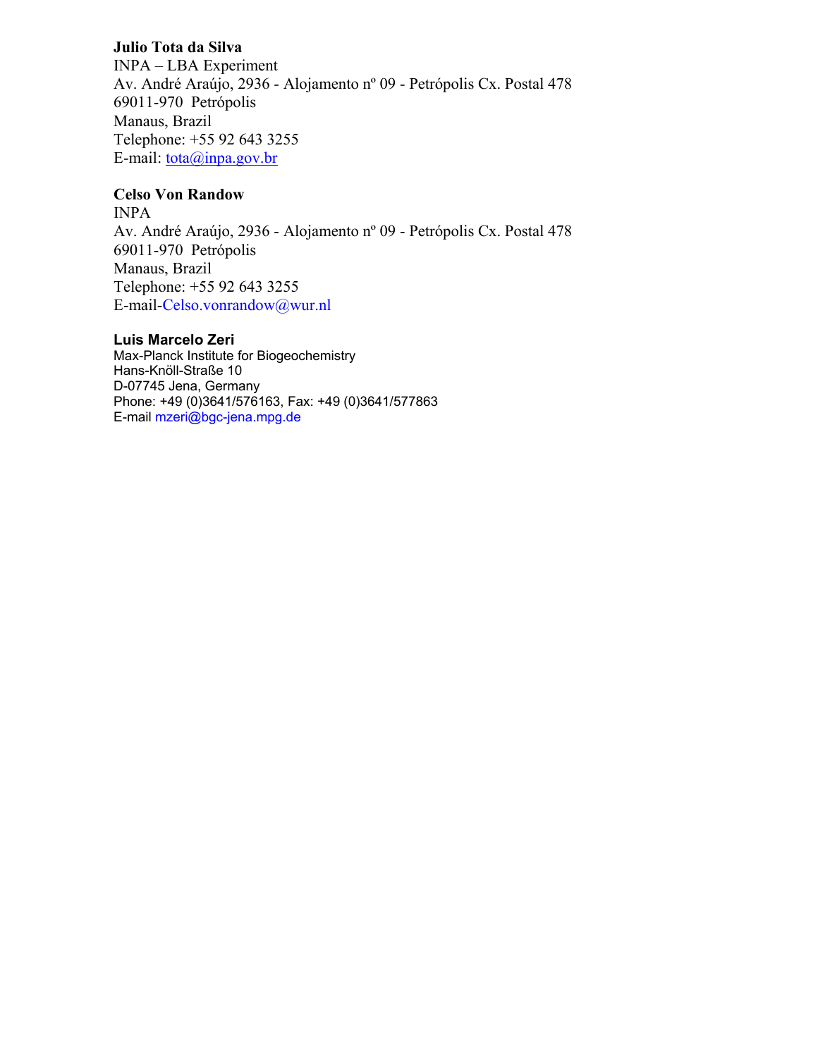**Julio Tota da Silva**  
INPA – LBA Experiment  
Av. André Araújo, 2936 - Alojamento nº 09 - Petrópolis Cx. Postal 478  
69011-970 Petrópolis  
Manaus, Brazil  
Telephone: +55 92 643 3255  
E-mail: tota@inpa.gov.br

**Celso Von Randow**  
INPA  
Av. André Araújo, 2936 - Alojamento nº 09 - Petrópolis Cx. Postal 478  
69011-970 Petrópolis  
Manaus, Brazil  
Telephone: +55 92 643 3255  
E-mail-Celso.vonrandow@wur.nl

**Luis Marcelo Zeri**  
Max-Planck Institute for Biogeochemistry  
Hans-Knöll-Straße 10  
D-07745 Jena, Germany  
Phone: +49 (0)3641/576163, Fax: +49 (0)3641/577863  
E-mail mzeri@bgc-jena.mpg.de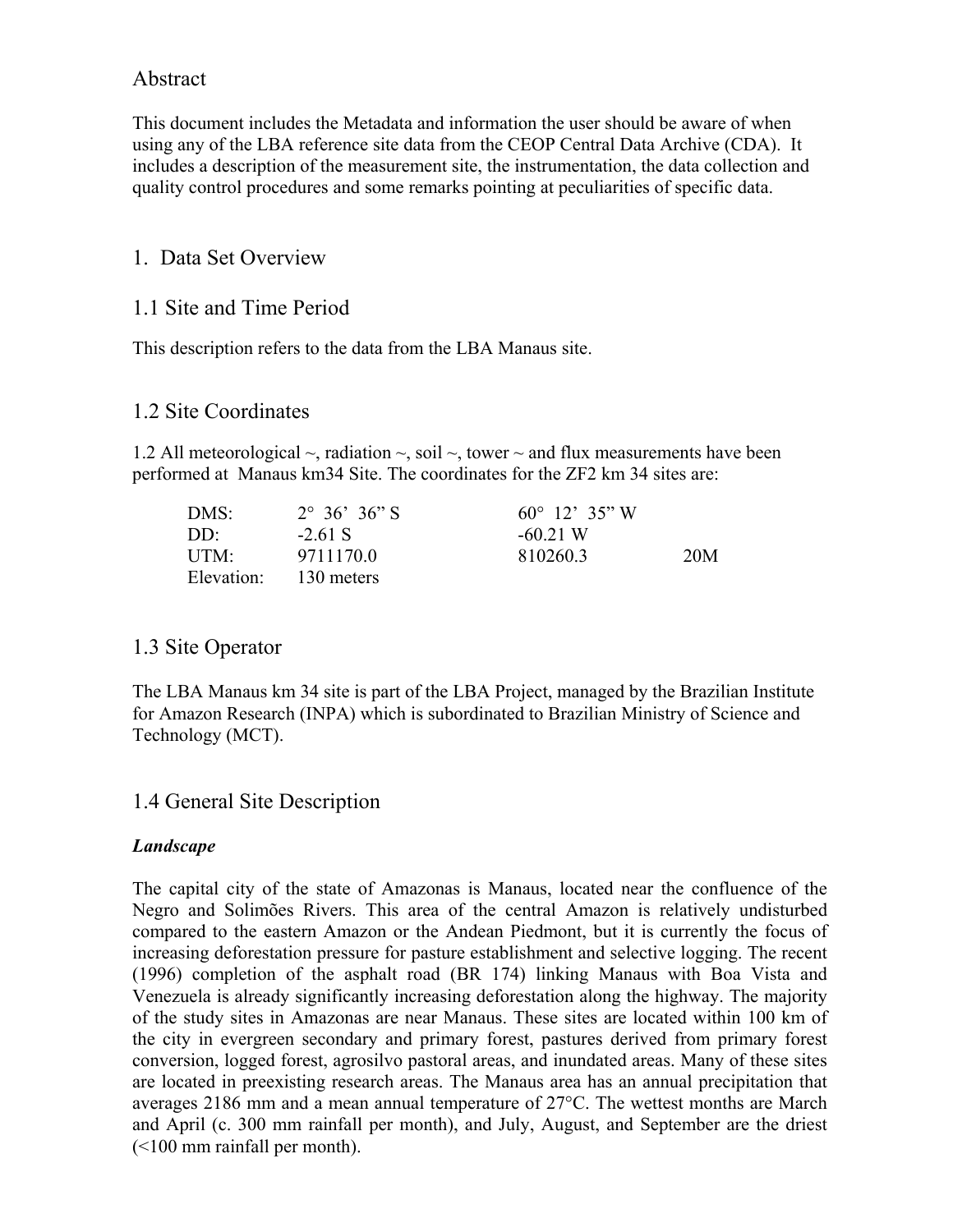# Abstract

This document includes the Metadata and information the user should be aware of when using any of the LBA reference site data from the CEOP Central Data Archive (CDA). It includes a description of the measurement site, the instrumentation, the data collection and quality control procedures and some remarks pointing at peculiarities of specific data.

# 1. Data Set Overview

## 1.1 Site and Time Period

This description refers to the data from the LBA Manaus site.

## 1.2 Site Coordinates

1.2 All meteorological ~, radiation ~, soil ~, tower ~ and flux measurements have been performed at Manaus km34 Site. The coordinates for the ZF2 km 34 sites are:

| | | | |
|---|---|---|---|
| DMS: | 2° 36’ 36” S | 60° 12’ 35” W | |
| DD: | -2.61 S | -60.21 W | |
| UTM: | 9711170.0 | 810260.3 | 20M |
| Elevation: | 130 meters | | |

## 1.3 Site Operator

The LBA Manaus km 34 site is part of the LBA Project, managed by the Brazilian Institute for Amazon Research (INPA) which is subordinated to Brazilian Ministry of Science and Technology (MCT).

## 1.4 General Site Description

***Landscape***

The capital city of the state of Amazonas is Manaus, located near the confluence of the Negro and Solimões Rivers. This area of the central Amazon is relatively undisturbed compared to the eastern Amazon or the Andean Piedmont, but it is currently the focus of increasing deforestation pressure for pasture establishment and selective logging. The recent (1996) completion of the asphalt road (BR 174) linking Manaus with Boa Vista and Venezuela is already significantly increasing deforestation along the highway. The majority of the study sites in Amazonas are near Manaus. These sites are located within 100 km of the city in evergreen secondary and primary forest, pastures derived from primary forest conversion, logged forest, agrosilvo pastoral areas, and inundated areas. Many of these sites are located in preexisting research areas. The Manaus area has an annual precipitation that averages 2186 mm and a mean annual temperature of 27°C. The wettest months are March and April (c. 300 mm rainfall per month), and July, August, and September are the driest (<100 mm rainfall per month).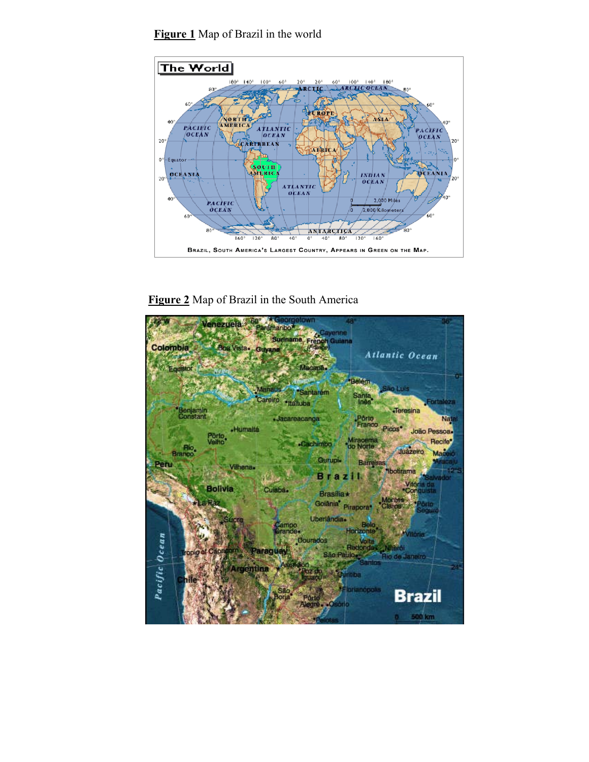**Figure 1** Map of Brazil in the world

**Figure 2** Map of Brazil in the South America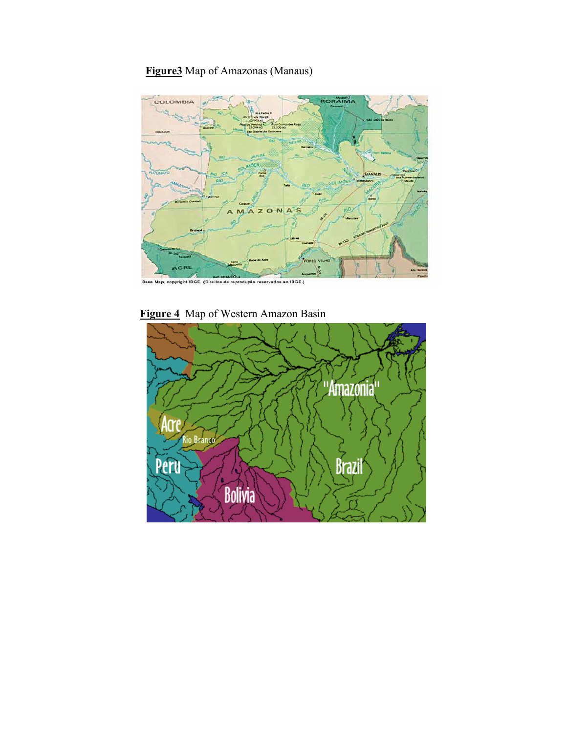**Figure3** Map of Amazonas (Manaus)

**Figure 4** Map of Western Amazon Basin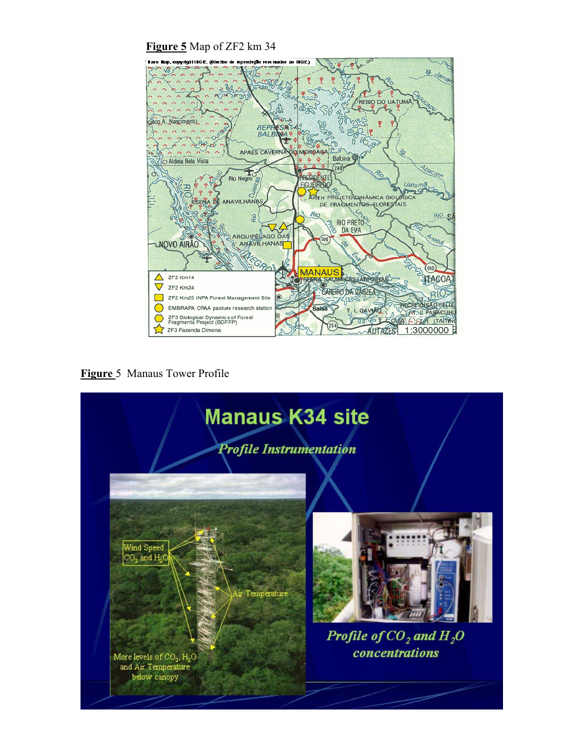**Figure 5** Map of ZF2 km 34

**Figure** 5 Manaus Tower Profile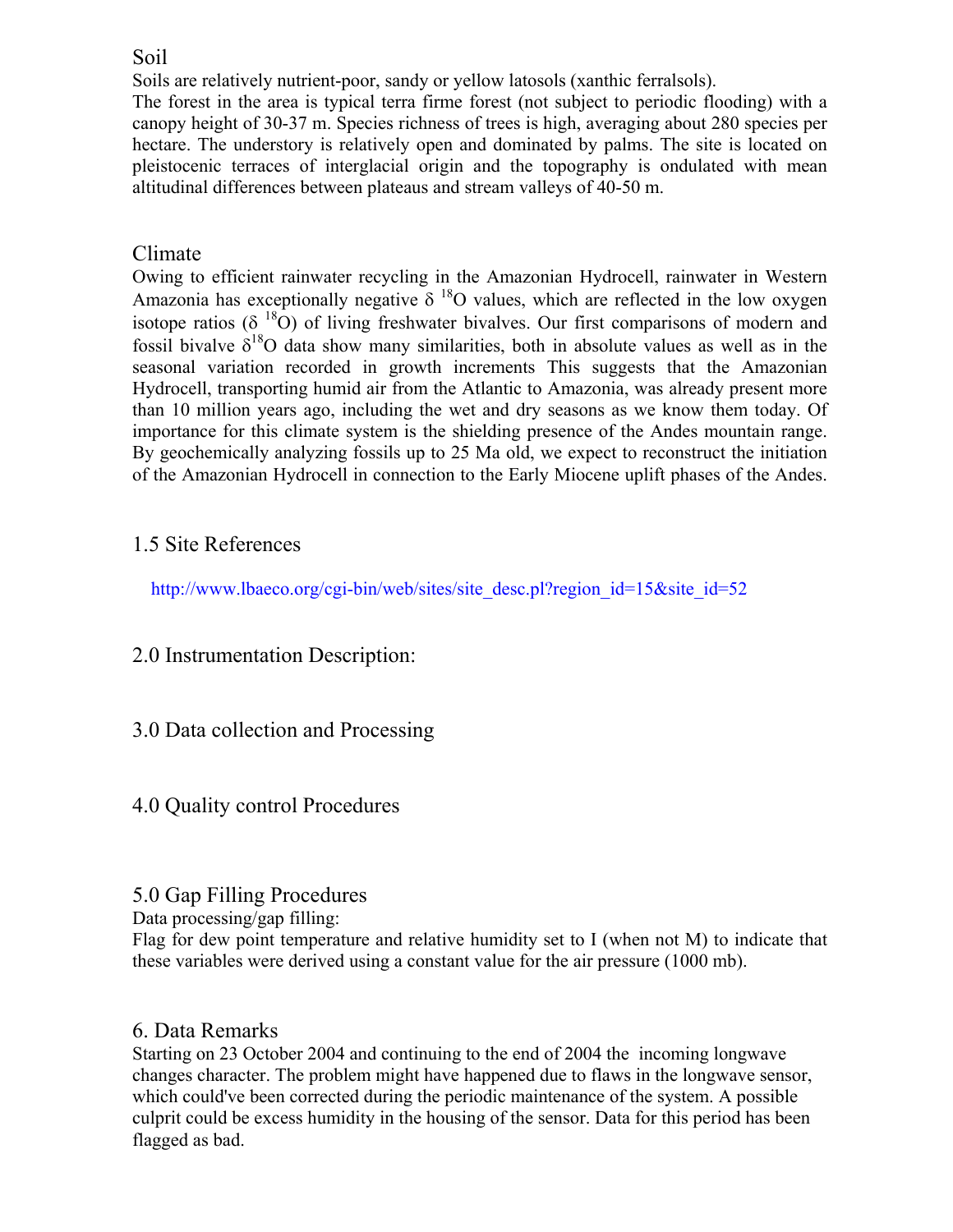## Soil

Soils are relatively nutrient-poor, sandy or yellow latosols (xanthic ferralsols).

The forest in the area is typical terra firme forest (not subject to periodic flooding) with a canopy height of 30-37 m. Species richness of trees is high, averaging about 280 species per hectare. The understory is relatively open and dominated by palms. The site is located on pleistocenic terraces of interglacial origin and the topography is ondulated with mean altitudinal differences between plateaus and stream valleys of 40-50 m.

## Climate

Owing to efficient rainwater recycling in the Amazonian Hydrocell, rainwater in Western Amazonia has exceptionally negative $\delta^{18}O$ values, which are reflected in the low oxygen isotope ratios ($\delta^{18}O$) of living freshwater bivalves. Our first comparisons of modern and fossil bivalve $\delta^{18}O$ data show many similarities, both in absolute values as well as in the seasonal variation recorded in growth increments This suggests that the Amazonian Hydrocell, transporting humid air from the Atlantic to Amazonia, was already present more than 10 million years ago, including the wet and dry seasons as we know them today. Of importance for this climate system is the shielding presence of the Andes mountain range. By geochemically analyzing fossils up to 25 Ma old, we expect to reconstruct the initiation of the Amazonian Hydrocell in connection to the Early Miocene uplift phases of the Andes.

## 1.5 Site References

http://www.lbaeco.org/cgi-bin/web/sites/site_desc.pl?region_id=15&site_id=52

# 2.0 Instrumentation Description:

# 3.0 Data collection and Processing

# 4.0 Quality control Procedures

# 5.0 Gap Filling Procedures

Data processing/gap filling:

Flag for dew point temperature and relative humidity set to I (when not M) to indicate that these variables were derived using a constant value for the air pressure (1000 mb).

# 6. Data Remarks

Starting on 23 October 2004 and continuing to the end of 2004 the incoming longwave changes character. The problem might have happened due to flaws in the longwave sensor, which could've been corrected during the periodic maintenance of the system. A possible culprit could be excess humidity in the housing of the sensor. Data for this period has been flagged as bad.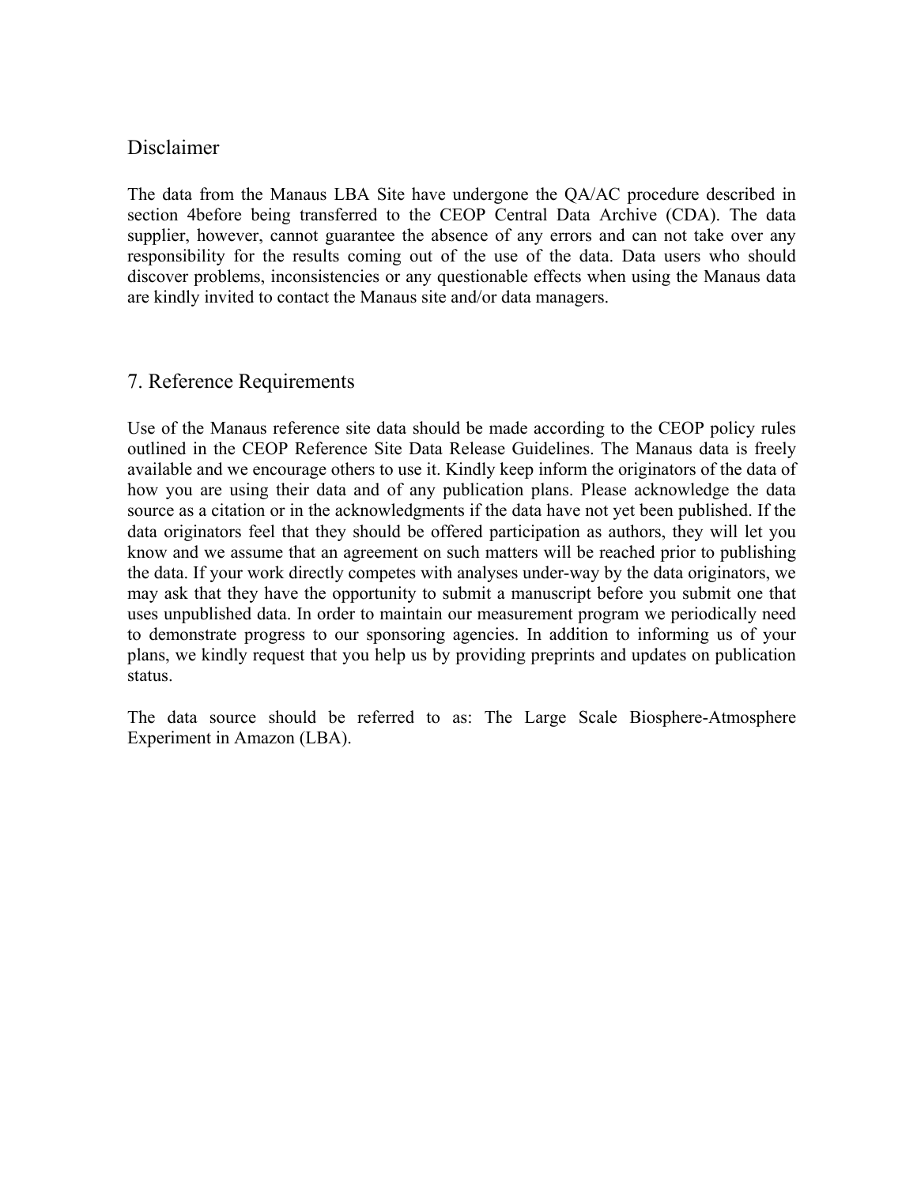## Disclaimer

The data from the Manaus LBA Site have undergone the QA/AC procedure described in section 4before being transferred to the CEOP Central Data Archive (CDA). The data supplier, however, cannot guarantee the absence of any errors and can not take over any responsibility for the results coming out of the use of the data. Data users who should discover problems, inconsistencies or any questionable effects when using the Manaus data are kindly invited to contact the Manaus site and/or data managers.

## 7. Reference Requirements

Use of the Manaus reference site data should be made according to the CEOP policy rules outlined in the CEOP Reference Site Data Release Guidelines. The Manaus data is freely available and we encourage others to use it. Kindly keep inform the originators of the data of how you are using their data and of any publication plans. Please acknowledge the data source as a citation or in the acknowledgments if the data have not yet been published. If the data originators feel that they should be offered participation as authors, they will let you know and we assume that an agreement on such matters will be reached prior to publishing the data. If your work directly competes with analyses under-way by the data originators, we may ask that they have the opportunity to submit a manuscript before you submit one that uses unpublished data. In order to maintain our measurement program we periodically need to demonstrate progress to our sponsoring agencies. In addition to informing us of your plans, we kindly request that you help us by providing preprints and updates on publication status.

The data source should be referred to as: The Large Scale Biosphere-Atmosphere Experiment in Amazon (LBA).